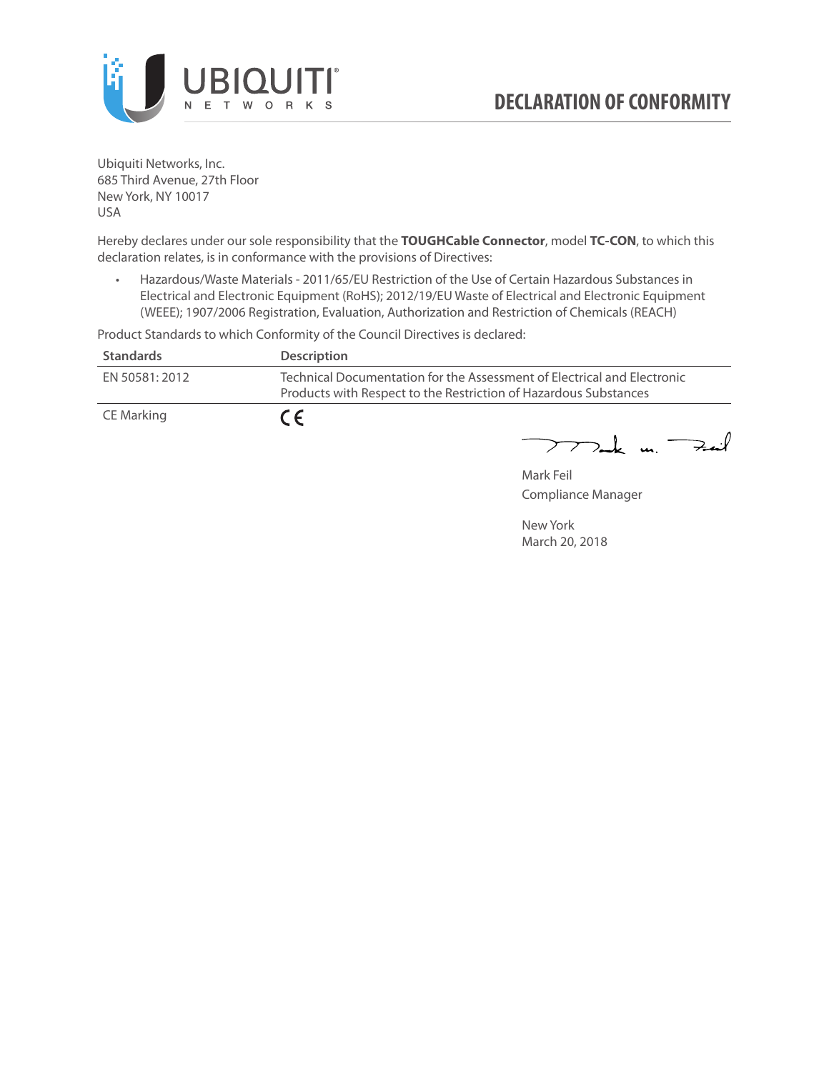# DECLARATION OF CONFORMITY

Ubiquiti Networks, Inc.
685 Third Avenue, 27th Floor
New York, NY 10017
USA

Hereby declares under our sole responsibility that the **TOUGHCable Connector**, model **TC-CON**, to which this declaration relates, is in conformance with the provisions of Directives:

- Hazardous/Waste Materials - 2011/65/EU Restriction of the Use of Certain Hazardous Substances in Electrical and Electronic Equipment (RoHS); 2012/19/EU Waste of Electrical and Electronic Equipment (WEEE); 1907/2006 Registration, Evaluation, Authorization and Restriction of Chemicals (REACH)

Product Standards to which Conformity of the Council Directives is declared:

| Standards | Description |
|---|---|
| EN 50581: 2012 | Technical Documentation for the Assessment of Electrical and Electronic Products with Respect to the Restriction of Hazardous Substances |
| CE Marking | CE |

Mark Feil
Compliance Manager

New York
March 20, 2018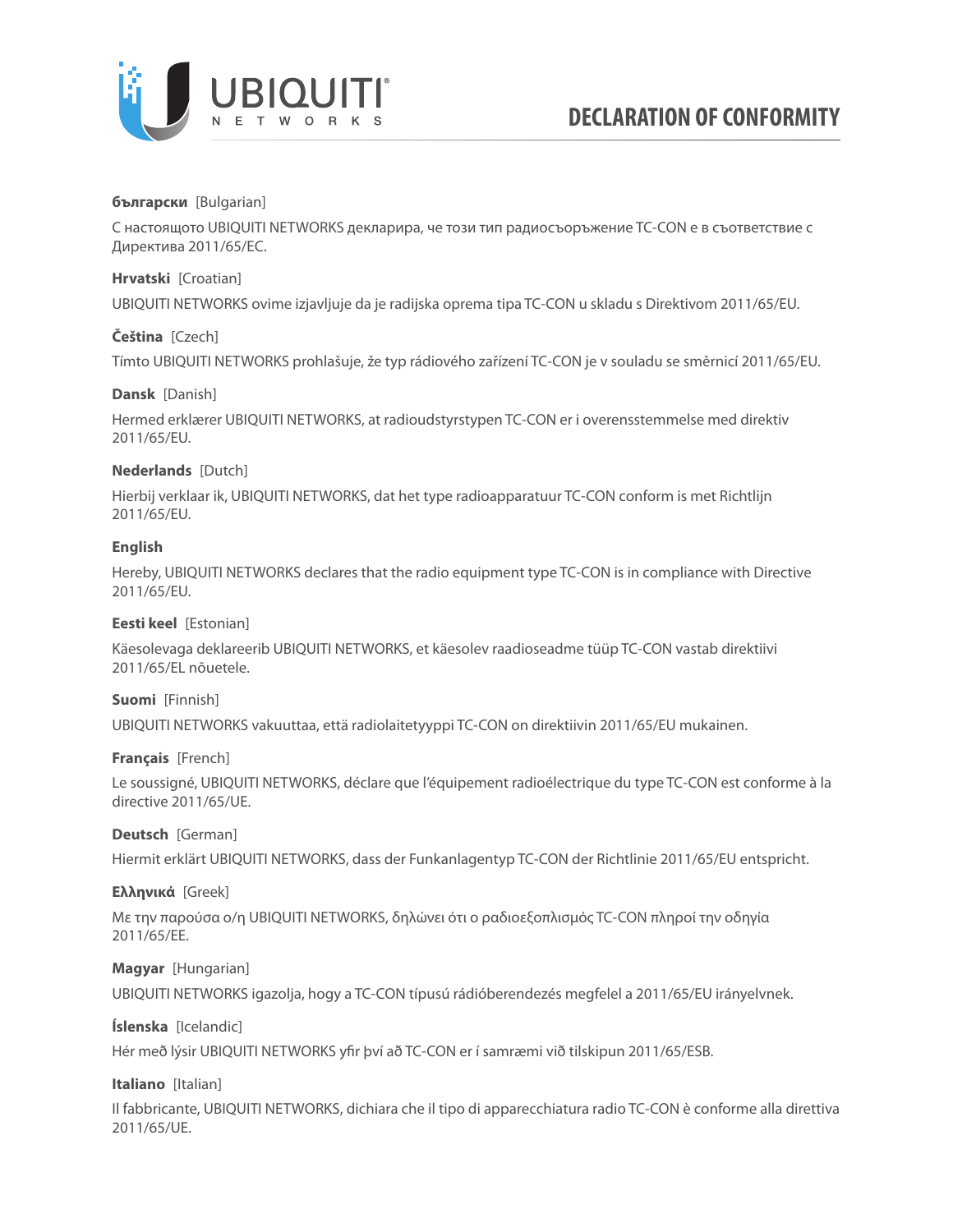# DECLARATION OF CONFORMITY

**български** [Bulgarian]

С настоящото UBIQUITI NETWORKS декларира, че този тип радиосъоръжение TC-CON е в съответствие с Директива 2011/65/ЕС.

**Hrvatski** [Croatian]

UBIQUITI NETWORKS ovime izjavljuje da je radijska oprema tipa TC-CON u skladu s Direktivom 2011/65/EU.

**Čeština** [Czech]

Tímto UBIQUITI NETWORKS prohlašuje, že typ rádiového zařízení TC-CON je v souladu se směrnicí 2011/65/EU.

**Dansk** [Danish]

Hermed erklærer UBIQUITI NETWORKS, at radioudstyrstypen TC-CON er i overensstemmelse med direktiv 2011/65/EU.

**Nederlands** [Dutch]

Hierbij verklaar ik, UBIQUITI NETWORKS, dat het type radioapparatuur TC-CON conform is met Richtlijn 2011/65/EU.

**English**

Hereby, UBIQUITI NETWORKS declares that the radio equipment type TC-CON is in compliance with Directive 2011/65/EU.

**Eesti keel** [Estonian]

Käesolevaga deklareerib UBIQUITI NETWORKS, et käesolev raadioseadme tüüp TC-CON vastab direktiivi 2011/65/EL nõuetele.

**Suomi** [Finnish]

UBIQUITI NETWORKS vakuuttaa, että radiolaitetyyppi TC-CON on direktiivin 2011/65/EU mukainen.

**Français** [French]

Le soussigné, UBIQUITI NETWORKS, déclare que l'équipement radioélectrique du type TC-CON est conforme à la directive 2011/65/UE.

**Deutsch** [German]

Hiermit erklärt UBIQUITI NETWORKS, dass der Funkanlagentyp TC-CON der Richtlinie 2011/65/EU entspricht.

**Ελληνικά** [Greek]

Με την παρούσα ο/η UBIQUITI NETWORKS, δηλώνει ότι ο ραδιοεξοπλισμός TC-CON πληροί την οδηγία 2011/65/ΕΕ.

**Magyar** [Hungarian]

UBIQUITI NETWORKS igazolja, hogy a TC-CON típusú rádióberendezés megfelel a 2011/65/EU irányelvnek.

**Íslenska** [Icelandic]

Hér með lýsir UBIQUITI NETWORKS yfir því að TC-CON er í samræmi við tilskipun 2011/65/ESB.

**Italiano** [Italian]

Il fabbricante, UBIQUITI NETWORKS, dichiara che il tipo di apparecchiatura radio TC-CON è conforme alla direttiva 2011/65/UE.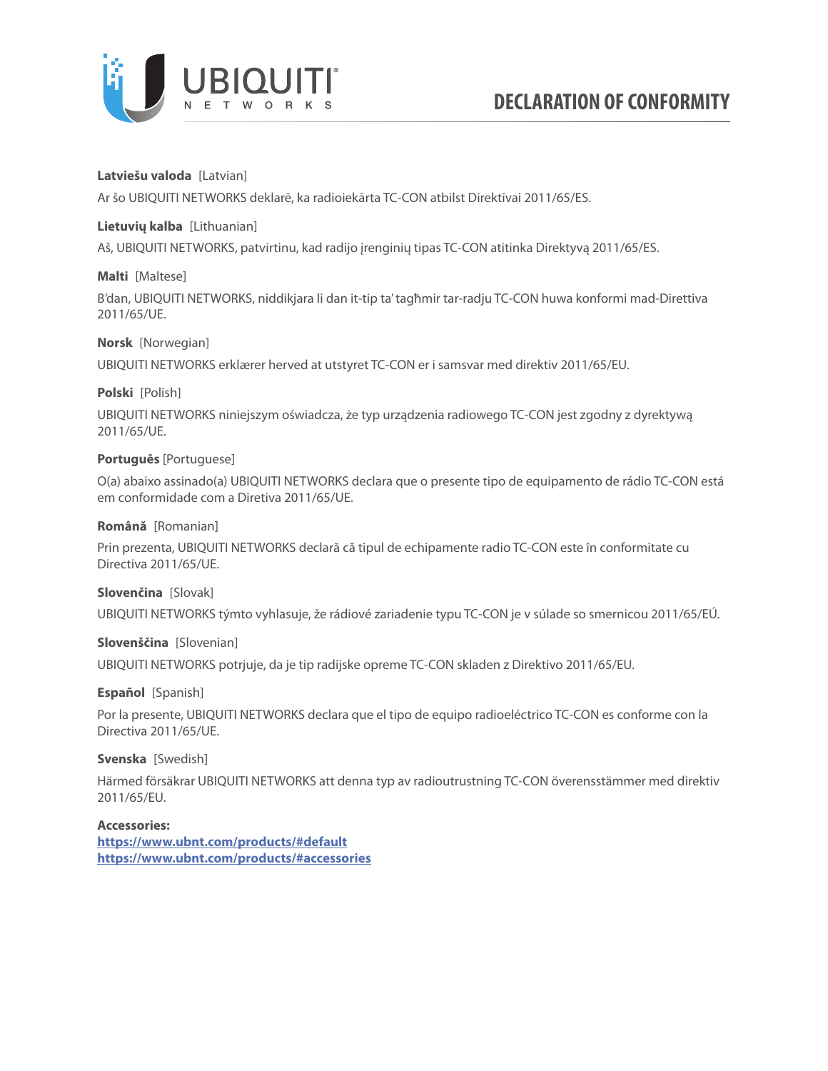**Latviešu valoda** [Latvian]

Ar šo UBIQUITI NETWORKS deklarē, ka radioiekārta TC-CON atbilst Direktīvai 2011/65/ES.

**Lietuvių kalba** [Lithuanian]

Aš, UBIQUITI NETWORKS, patvirtinu, kad radijo įrenginių tipas TC-CON atitinka Direktyvą 2011/65/ES.

**Malti** [Maltese]

B'dan, UBIQUITI NETWORKS, niddikjara li dan it-tip ta' tagħmir tar-radju TC-CON huwa konformi mad-Direttiva 2011/65/UE.

**Norsk** [Norwegian]

UBIQUITI NETWORKS erklærer herved at utstyret TC-CON er i samsvar med direktiv 2011/65/EU.

**Polski** [Polish]

UBIQUITI NETWORKS niniejszym oświadcza, że typ urządzenia radiowego TC-CON jest zgodny z dyrektywą 2011/65/UE.

**Português** [Portuguese]

O(a) abaixo assinado(a) UBIQUITI NETWORKS declara que o presente tipo de equipamento de rádio TC-CON está em conformidade com a Diretiva 2011/65/UE.

**Română** [Romanian]

Prin prezenta, UBIQUITI NETWORKS declară că tipul de echipamente radio TC-CON este în conformitate cu Directiva 2011/65/UE.

**Slovenčina** [Slovak]

UBIQUITI NETWORKS týmto vyhlasuje, že rádiové zariadenie typu TC-CON je v súlade so smernicou 2011/65/EÚ.

**Slovenščina** [Slovenian]

UBIQUITI NETWORKS potrjuje, da je tip radijske opreme TC-CON skladen z Direktivo 2011/65/EU.

**Español** [Spanish]

Por la presente, UBIQUITI NETWORKS declara que el tipo de equipo radioeléctrico TC-CON es conforme con la Directiva 2011/65/UE.

**Svenska** [Swedish]

Härmed försäkrar UBIQUITI NETWORKS att denna typ av radioutrustning TC-CON överensstämmer med direktiv 2011/65/EU.

**Accessories:**
**https://www.ubnt.com/products/#default**
**https://www.ubnt.com/products/#accessories**